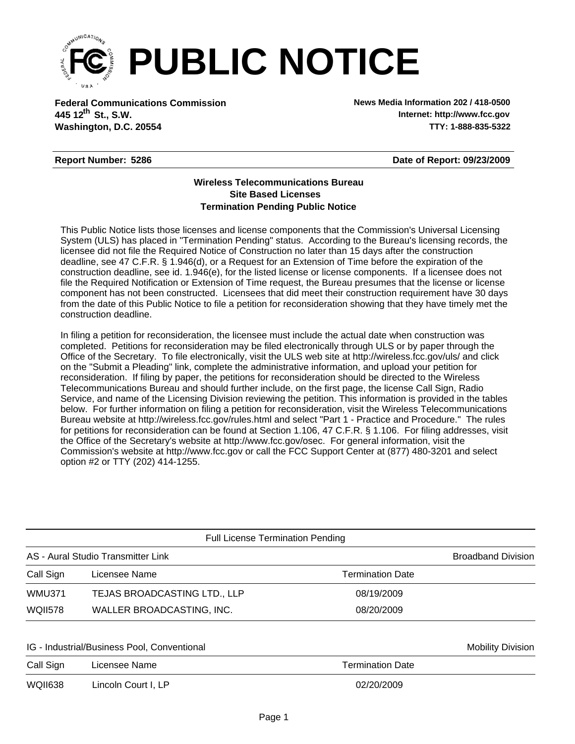# PUBLIC NOTICE

**Federal Communications Commission**
**445 12th St., S.W.**
**Washington, D.C. 20554**

**News Media Information 202 / 418-0500**
**Internet: http://www.fcc.gov**
**TTY: 1-888-835-5322**

**Report Number: 5286** **Date of Report: 09/23/2009**

**Wireless Telecommunications Bureau**
**Site Based Licenses**
**Termination Pending Public Notice**

This Public Notice lists those licenses and license components that the Commission's Universal Licensing System (ULS) has placed in "Termination Pending" status. According to the Bureau's licensing records, the licensee did not file the Required Notice of Construction no later than 15 days after the construction deadline, see 47 C.F.R. § 1.946(d), or a Request for an Extension of Time before the expiration of the construction deadline, see id. 1.946(e), for the listed license or license components. If a licensee does not file the Required Notification or Extension of Time request, the Bureau presumes that the license or license component has not been constructed. Licensees that did meet their construction requirement have 30 days from the date of this Public Notice to file a petition for reconsideration showing that they have timely met the construction deadline.

In filing a petition for reconsideration, the licensee must include the actual date when construction was completed. Petitions for reconsideration may be filed electronically through ULS or by paper through the Office of the Secretary. To file electronically, visit the ULS web site at http://wireless.fcc.gov/uls/ and click on the "Submit a Pleading" link, complete the administrative information, and upload your petition for reconsideration. If filing by paper, the petitions for reconsideration should be directed to the Wireless Telecommunications Bureau and should further include, on the first page, the license Call Sign, Radio Service, and name of the Licensing Division reviewing the petition. This information is provided in the tables below. For further information on filing a petition for reconsideration, visit the Wireless Telecommunications Bureau website at http://wireless.fcc.gov/rules.html and select "Part 1 - Practice and Procedure." The rules for petitions for reconsideration can be found at Section 1.106, 47 C.F.R. § 1.106. For filing addresses, visit the Office of the Secretary's website at http://www.fcc.gov/osec. For general information, visit the Commission's website at http://www.fcc.gov or call the FCC Support Center at (877) 480-3201 and select option #2 or TTY (202) 414-1255.

Full License Termination Pending

AS - Aural Studio Transmitter Link — Broadband Division

| Call Sign | Licensee Name | Termination Date |
|---|---|---|
| WMU371 | TEJAS BROADCASTING LTD., LLP | 08/19/2009 |
| WQII578 | WALLER BROADCASTING, INC. | 08/20/2009 |

IG - Industrial/Business Pool, Conventional — Mobility Division

| Call Sign | Licensee Name | Termination Date |
|---|---|---|
| WQII638 | Lincoln Court I, LP | 02/20/2009 |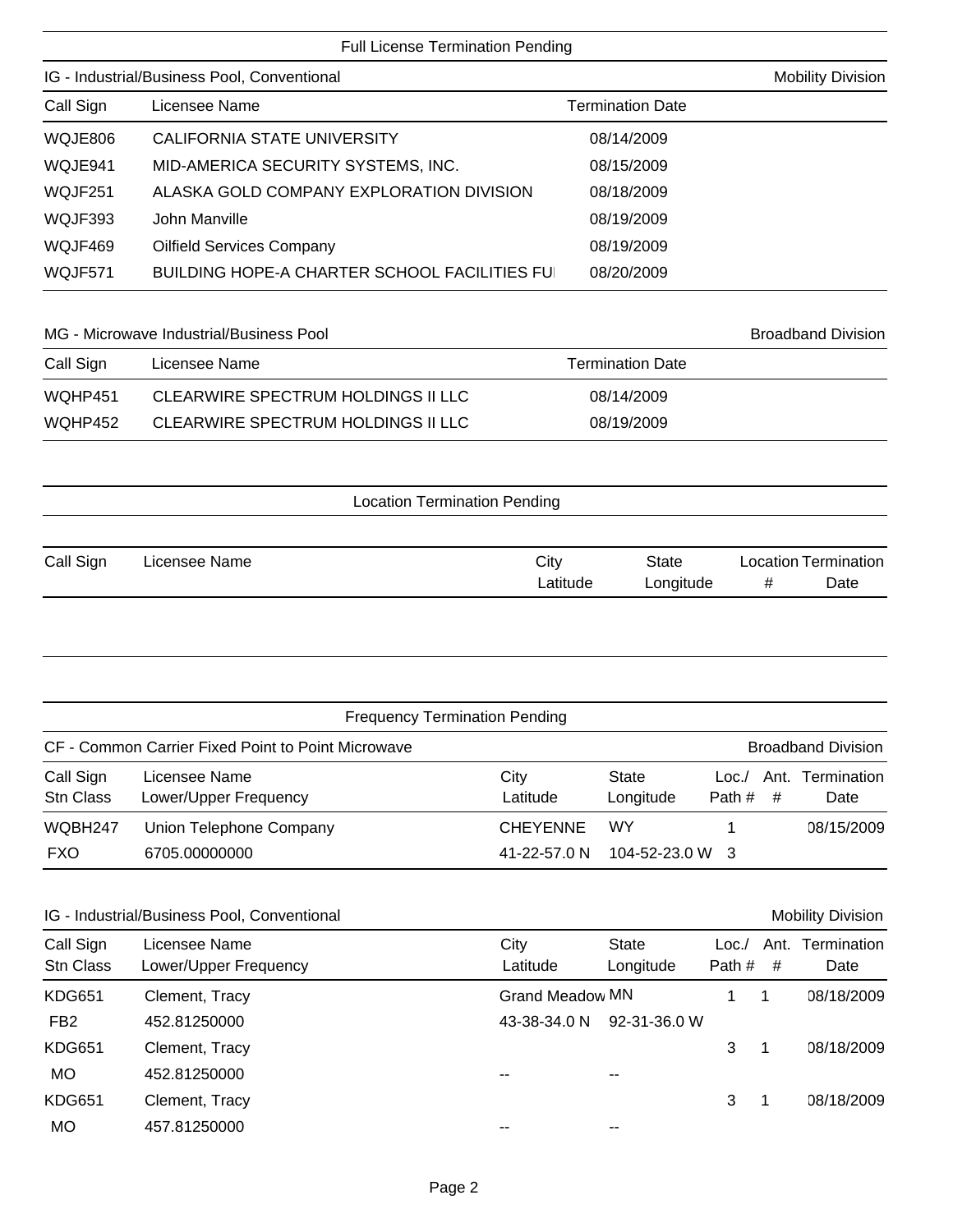## Full License Termination Pending

### IG - Industrial/Business Pool, Conventional — Mobility Division

| Call Sign | Licensee Name | Termination Date |
|---|---|---|
| WQJE806 | CALIFORNIA STATE UNIVERSITY | 08/14/2009 |
| WQJE941 | MID-AMERICA SECURITY SYSTEMS, INC. | 08/15/2009 |
| WQJF251 | ALASKA GOLD COMPANY EXPLORATION DIVISION | 08/18/2009 |
| WQJF393 | John Manville | 08/19/2009 |
| WQJF469 | Oilfield Services Company | 08/19/2009 |
| WQJF571 | BUILDING HOPE-A CHARTER SCHOOL FACILITIES FUI | 08/20/2009 |

### MG - Microwave Industrial/Business Pool — Broadband Division

| Call Sign | Licensee Name | Termination Date |
|---|---|---|
| WQHP451 | CLEARWIRE SPECTRUM HOLDINGS II LLC | 08/14/2009 |
| WQHP452 | CLEARWIRE SPECTRUM HOLDINGS II LLC | 08/19/2009 |

## Location Termination Pending

| Call Sign | Licensee Name | City / Latitude | State / Longitude | Location # | Termination Date |
|---|---|---|---|---|---|

## Frequency Termination Pending

### CF - Common Carrier Fixed Point to Point Microwave — Broadband Division

| Call Sign / Stn Class | Licensee Name / Lower/Upper Frequency | City / Latitude | State / Longitude | Loc./ Path # | Ant. # | Termination Date |
|---|---|---|---|---|---|---|
| WQBH247 | Union Telephone Company | CHEYENNE | WY | 1 | | 08/15/2009 |
| FXO | 6705.00000000 | 41-22-57.0 N | 104-52-23.0 W | 3 | | |

### IG - Industrial/Business Pool, Conventional — Mobility Division

| Call Sign / Stn Class | Licensee Name / Lower/Upper Frequency | City / Latitude | State / Longitude | Loc./ Path # | Ant. # | Termination Date |
|---|---|---|---|---|---|---|
| KDG651 | Clement, Tracy | Grand Meadow | MN | 1 | 1 | 08/18/2009 |
| FB2 | 452.81250000 | 43-38-34.0 N | 92-31-36.0 W | | | |
| KDG651 | Clement, Tracy | | | 3 | 1 | 08/18/2009 |
| MO | 452.81250000 | -- | -- | | | |
| KDG651 | Clement, Tracy | | | 3 | 1 | 08/18/2009 |
| MO | 457.81250000 | -- | -- | | | |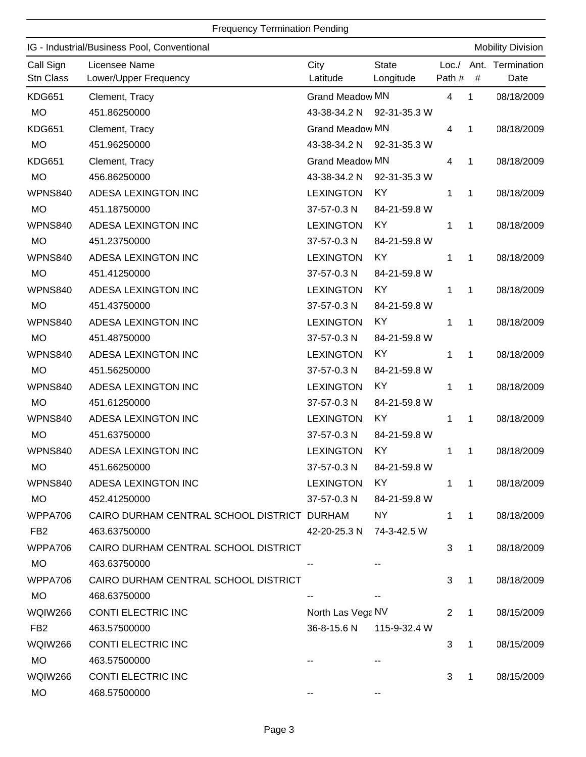Frequency Termination Pending

IG - Industrial/Business Pool, Conventional | Mobility Division

| Call Sign<br>Stn Class | Licensee Name<br>Lower/Upper Frequency | City<br>Latitude | State<br>Longitude | Loc./<br>Path # | Ant.<br>\# | Termination<br>Date |
|---|---|---|---|---|---|---|
| KDG651<br>MO | Clement, Tracy<br>451.86250000 | Grand Meadow<br>43-38-34.2 N | MN<br>92-31-35.3 W | 4 | 1 | 08/18/2009 |
| KDG651<br>MO | Clement, Tracy<br>451.96250000 | Grand Meadow<br>43-38-34.2 N | MN<br>92-31-35.3 W | 4 | 1 | 08/18/2009 |
| KDG651<br>MO | Clement, Tracy<br>456.86250000 | Grand Meadow<br>43-38-34.2 N | MN<br>92-31-35.3 W | 4 | 1 | 08/18/2009 |
| WPNS840<br>MO | ADESA LEXINGTON INC<br>451.18750000 | LEXINGTON<br>37-57-0.3 N | KY<br>84-21-59.8 W | 1 | 1 | 08/18/2009 |
| WPNS840<br>MO | ADESA LEXINGTON INC<br>451.23750000 | LEXINGTON<br>37-57-0.3 N | KY<br>84-21-59.8 W | 1 | 1 | 08/18/2009 |
| WPNS840<br>MO | ADESA LEXINGTON INC<br>451.41250000 | LEXINGTON<br>37-57-0.3 N | KY<br>84-21-59.8 W | 1 | 1 | 08/18/2009 |
| WPNS840<br>MO | ADESA LEXINGTON INC<br>451.43750000 | LEXINGTON<br>37-57-0.3 N | KY<br>84-21-59.8 W | 1 | 1 | 08/18/2009 |
| WPNS840<br>MO | ADESA LEXINGTON INC<br>451.48750000 | LEXINGTON<br>37-57-0.3 N | KY<br>84-21-59.8 W | 1 | 1 | 08/18/2009 |
| WPNS840<br>MO | ADESA LEXINGTON INC<br>451.56250000 | LEXINGTON<br>37-57-0.3 N | KY<br>84-21-59.8 W | 1 | 1 | 08/18/2009 |
| WPNS840<br>MO | ADESA LEXINGTON INC<br>451.61250000 | LEXINGTON<br>37-57-0.3 N | KY<br>84-21-59.8 W | 1 | 1 | 08/18/2009 |
| WPNS840<br>MO | ADESA LEXINGTON INC<br>451.63750000 | LEXINGTON<br>37-57-0.3 N | KY<br>84-21-59.8 W | 1 | 1 | 08/18/2009 |
| WPNS840<br>MO | ADESA LEXINGTON INC<br>451.66250000 | LEXINGTON<br>37-57-0.3 N | KY<br>84-21-59.8 W | 1 | 1 | 08/18/2009 |
| WPNS840<br>MO | ADESA LEXINGTON INC<br>452.41250000 | LEXINGTON<br>37-57-0.3 N | KY<br>84-21-59.8 W | 1 | 1 | 08/18/2009 |
| WPPA706<br>FB2 | CAIRO DURHAM CENTRAL SCHOOL DISTRICT<br>463.63750000 | DURHAM<br>42-20-25.3 N | NY<br>74-3-42.5 W | 1 | 1 | 08/18/2009 |
| WPPA706<br>MO | CAIRO DURHAM CENTRAL SCHOOL DISTRICT<br>463.63750000 | <br>-- | <br>-- | 3 | 1 | 08/18/2009 |
| WPPA706<br>MO | CAIRO DURHAM CENTRAL SCHOOL DISTRICT<br>468.63750000 | <br>-- | <br>-- | 3 | 1 | 08/18/2009 |
| WQIW266<br>FB2 | CONTI ELECTRIC INC<br>463.57500000 | North Las Vega<br>36-8-15.6 N | NV<br>115-9-32.4 W | 2 | 1 | 08/15/2009 |
| WQIW266<br>MO | CONTI ELECTRIC INC<br>463.57500000 | <br>-- | <br>-- | 3 | 1 | 08/15/2009 |
| WQIW266<br>MO | CONTI ELECTRIC INC<br>468.57500000 | <br>-- | <br>-- | 3 | 1 | 08/15/2009 |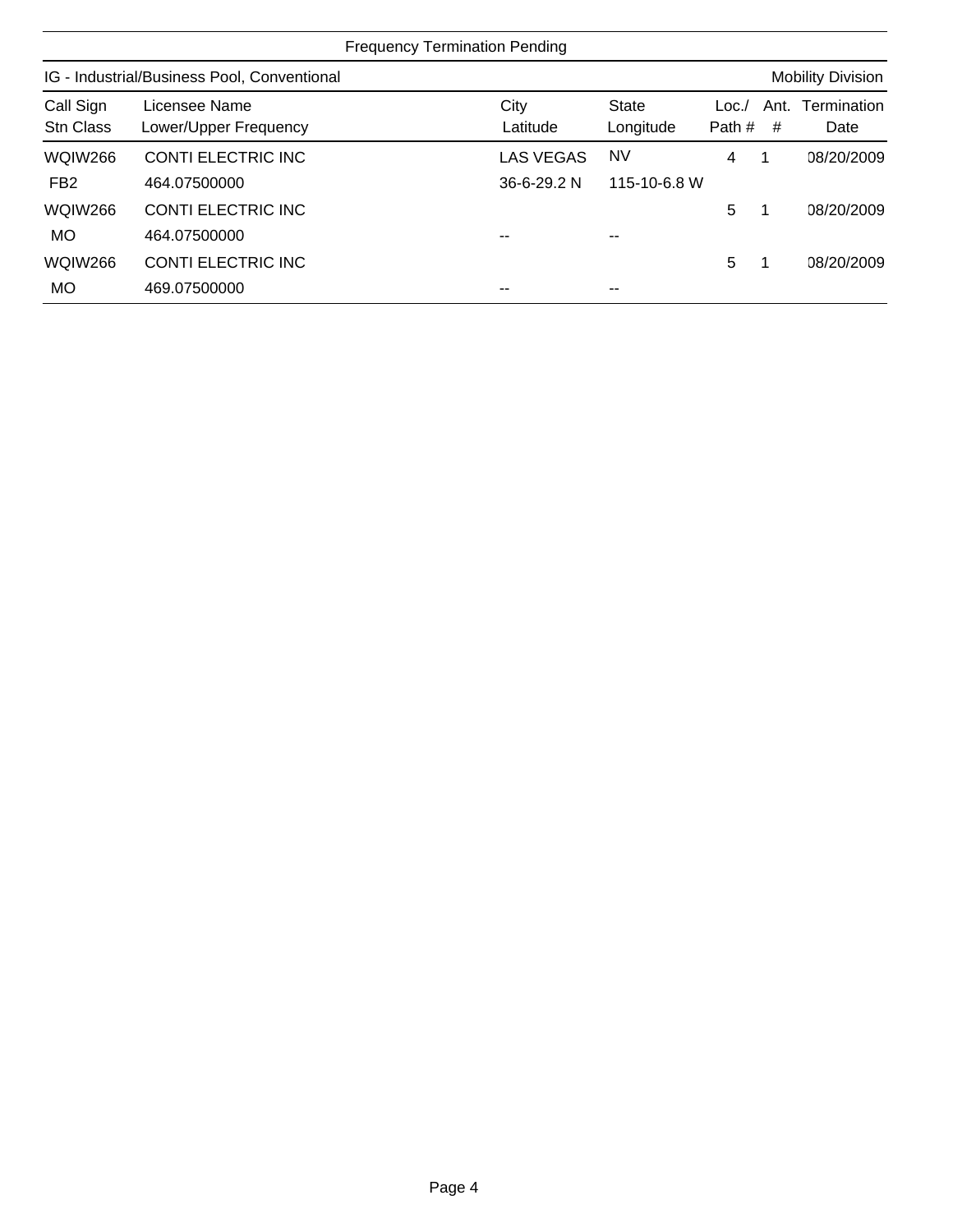Frequency Termination Pending

IG - Industrial/Business Pool, Conventional | Mobility Division

| Call Sign<br>Stn Class | Licensee Name<br>Lower/Upper Frequency | City<br>Latitude | State<br>Longitude | Loc./<br>Path # | Ant.<br># | Termination<br>Date |
|---|---|---|---|---|---|---|
| WQIW266<br>FB2 | CONTI ELECTRIC INC<br>464.07500000 | LAS VEGAS<br>36-6-29.2 N | NV<br>115-10-6.8 W | 4 | 1 | 08/20/2009 |
| WQIW266<br>MO | CONTI ELECTRIC INC<br>464.07500000 | <br>-- | <br>-- | 5 | 1 | 08/20/2009 |
| WQIW266<br>MO | CONTI ELECTRIC INC<br>469.07500000 | <br>-- | <br>-- | 5 | 1 | 08/20/2009 |